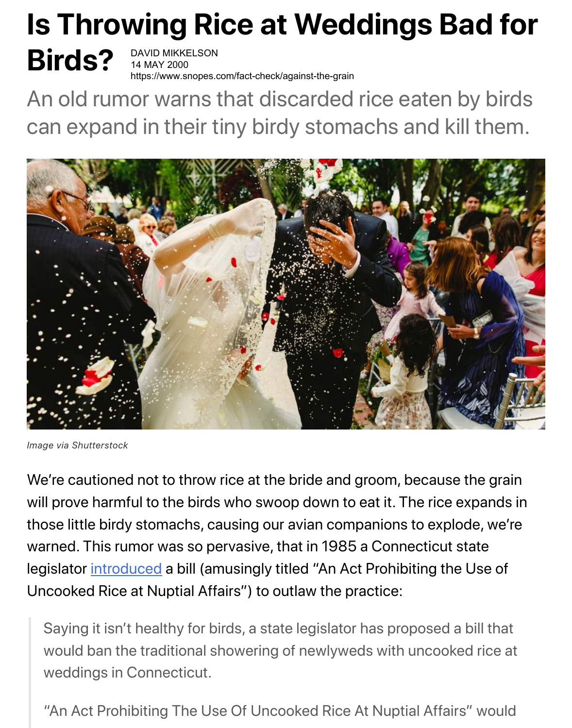# Is Throwing Rice at Weddings Bad for Birds?

DAVID MIKKELSON
14 MAY 2000
https://www.snopes.com/fact-check/against-the-grain

An old rumor warns that discarded rice eaten by birds can expand in their tiny birdy stomachs and kill them.

*Image via Shutterstock*

We're cautioned not to throw rice at the bride and groom, because the grain will prove harmful to the birds who swoop down to eat it. The rice expands in those little birdy stomachs, causing our avian companions to explode, we're warned. This rumor was so pervasive, that in 1985 a Connecticut state legislator introduced a bill (amusingly titled "An Act Prohibiting the Use of Uncooked Rice at Nuptial Affairs") to outlaw the practice:

> Saying it isn't healthy for birds, a state legislator has proposed a bill that would ban the traditional showering of newlyweds with uncooked rice at weddings in Connecticut.
>
> "An Act Prohibiting The Use Of Uncooked Rice At Nuptial Affairs" would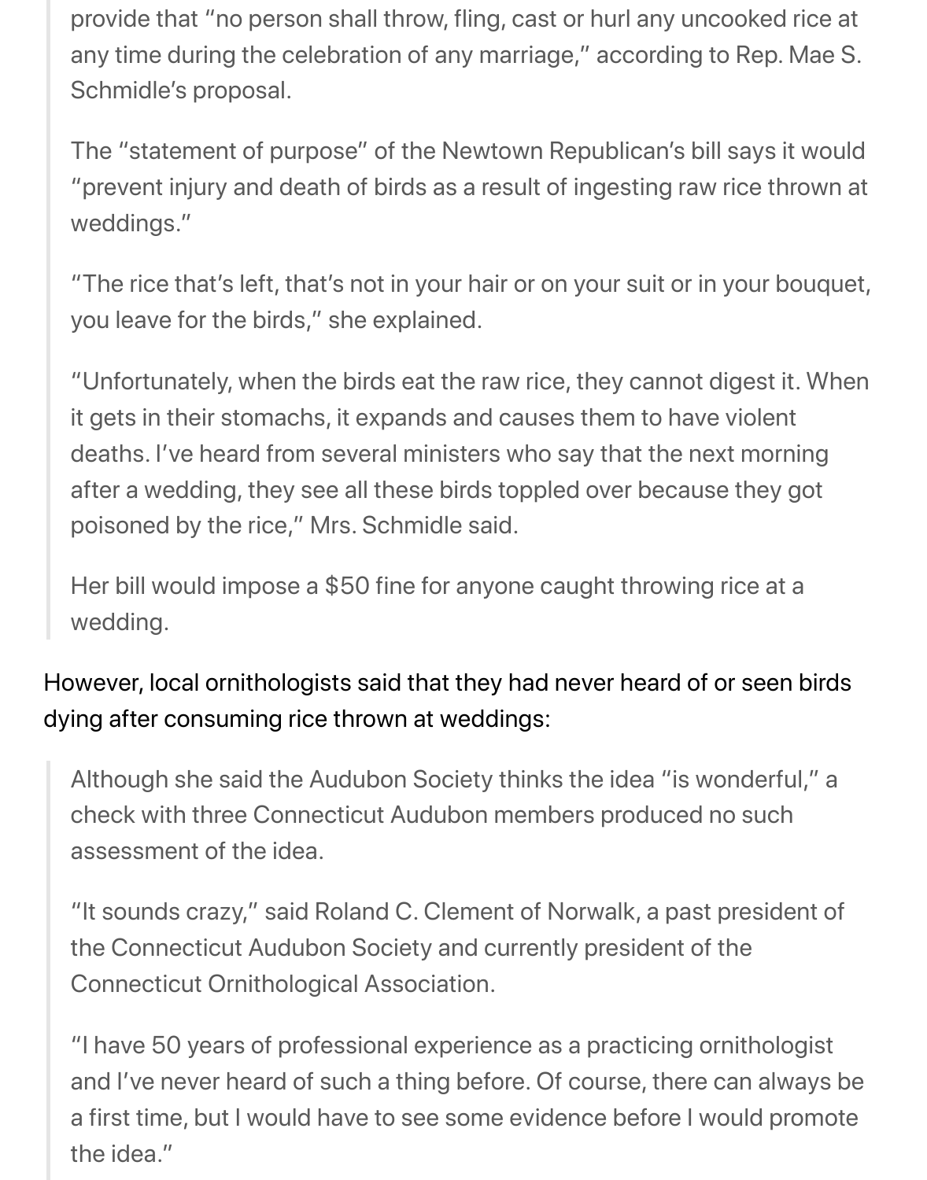> provide that "no person shall throw, fling, cast or hurl any uncooked rice at any time during the celebration of any marriage," according to Rep. Mae S. Schmidle's proposal.
>
> The "statement of purpose" of the Newtown Republican's bill says it would "prevent injury and death of birds as a result of ingesting raw rice thrown at weddings."
>
> "The rice that's left, that's not in your hair or on your suit or in your bouquet, you leave for the birds," she explained.
>
> "Unfortunately, when the birds eat the raw rice, they cannot digest it. When it gets in their stomachs, it expands and causes them to have violent deaths. I've heard from several ministers who say that the next morning after a wedding, they see all these birds toppled over because they got poisoned by the rice," Mrs. Schmidle said.
>
> Her bill would impose a $50 fine for anyone caught throwing rice at a wedding.

However, local ornithologists said that they had never heard of or seen birds dying after consuming rice thrown at weddings:

> Although she said the Audubon Society thinks the idea "is wonderful," a check with three Connecticut Audubon members produced no such assessment of the idea.
>
> "It sounds crazy," said Roland C. Clement of Norwalk, a past president of the Connecticut Audubon Society and currently president of the Connecticut Ornithological Association.
>
> "I have 50 years of professional experience as a practicing ornithologist and I've never heard of such a thing before. Of course, there can always be a first time, but I would have to see some evidence before I would promote the idea."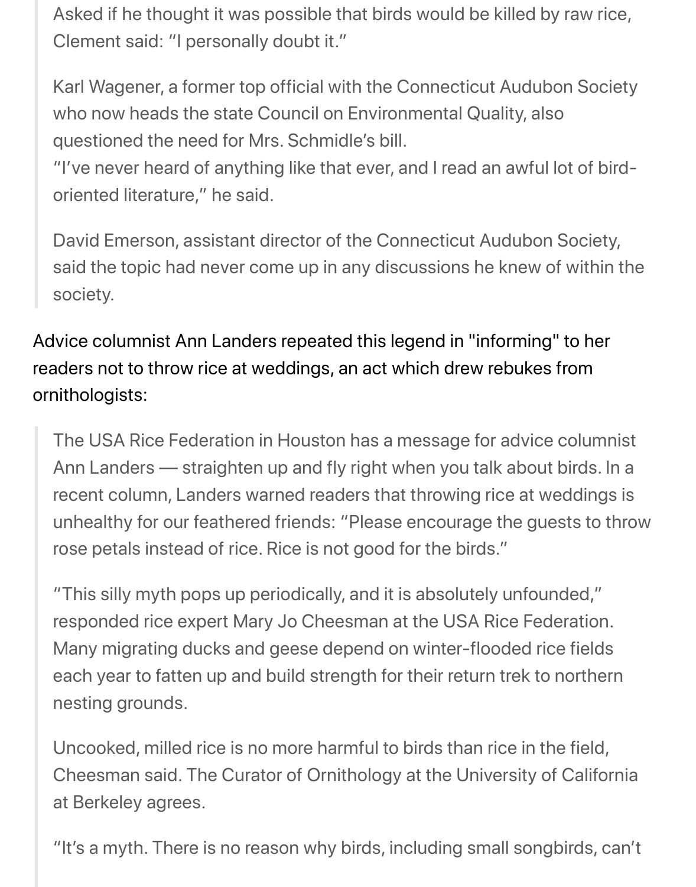> Asked if he thought it was possible that birds would be killed by raw rice, Clement said: "I personally doubt it."
>
> Karl Wagener, a former top official with the Connecticut Audubon Society who now heads the state Council on Environmental Quality, also questioned the need for Mrs. Schmidle's bill.
> "I've never heard of anything like that ever, and I read an awful lot of bird-oriented literature," he said.
>
> David Emerson, assistant director of the Connecticut Audubon Society, said the topic had never come up in any discussions he knew of within the society.

Advice columnist Ann Landers repeated this legend in "informing" to her readers not to throw rice at weddings, an act which drew rebukes from ornithologists:

> The USA Rice Federation in Houston has a message for advice columnist Ann Landers — straighten up and fly right when you talk about birds. In a recent column, Landers warned readers that throwing rice at weddings is unhealthy for our feathered friends: "Please encourage the guests to throw rose petals instead of rice. Rice is not good for the birds."
>
> "This silly myth pops up periodically, and it is absolutely unfounded," responded rice expert Mary Jo Cheesman at the USA Rice Federation. Many migrating ducks and geese depend on winter-flooded rice fields each year to fatten up and build strength for their return trek to northern nesting grounds.
>
> Uncooked, milled rice is no more harmful to birds than rice in the field, Cheesman said. The Curator of Ornithology at the University of California at Berkeley agrees.
>
> "It's a myth. There is no reason why birds, including small songbirds, can't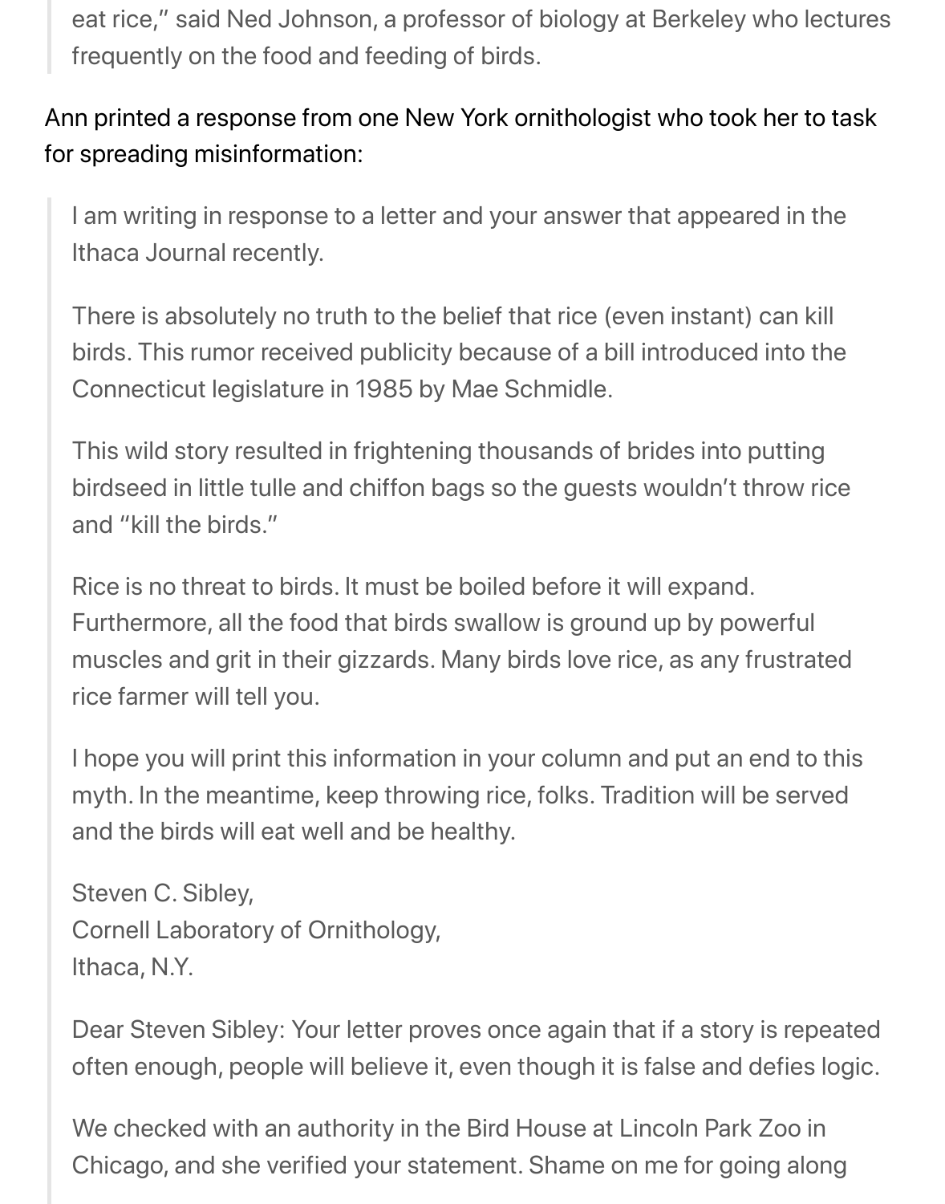> eat rice," said Ned Johnson, a professor of biology at Berkeley who lectures frequently on the food and feeding of birds.

Ann printed a response from one New York ornithologist who took her to task for spreading misinformation:

> I am writing in response to a letter and your answer that appeared in the Ithaca Journal recently.
>
> There is absolutely no truth to the belief that rice (even instant) can kill birds. This rumor received publicity because of a bill introduced into the Connecticut legislature in 1985 by Mae Schmidle.
>
> This wild story resulted in frightening thousands of brides into putting birdseed in little tulle and chiffon bags so the guests wouldn't throw rice and "kill the birds."
>
> Rice is no threat to birds. It must be boiled before it will expand. Furthermore, all the food that birds swallow is ground up by powerful muscles and grit in their gizzards. Many birds love rice, as any frustrated rice farmer will tell you.
>
> I hope you will print this information in your column and put an end to this myth. In the meantime, keep throwing rice, folks. Tradition will be served and the birds will eat well and be healthy.
>
> Steven C. Sibley,
> Cornell Laboratory of Ornithology,
> Ithaca, N.Y.
>
> Dear Steven Sibley: Your letter proves once again that if a story is repeated often enough, people will believe it, even though it is false and defies logic.
>
> We checked with an authority in the Bird House at Lincoln Park Zoo in Chicago, and she verified your statement. Shame on me for going along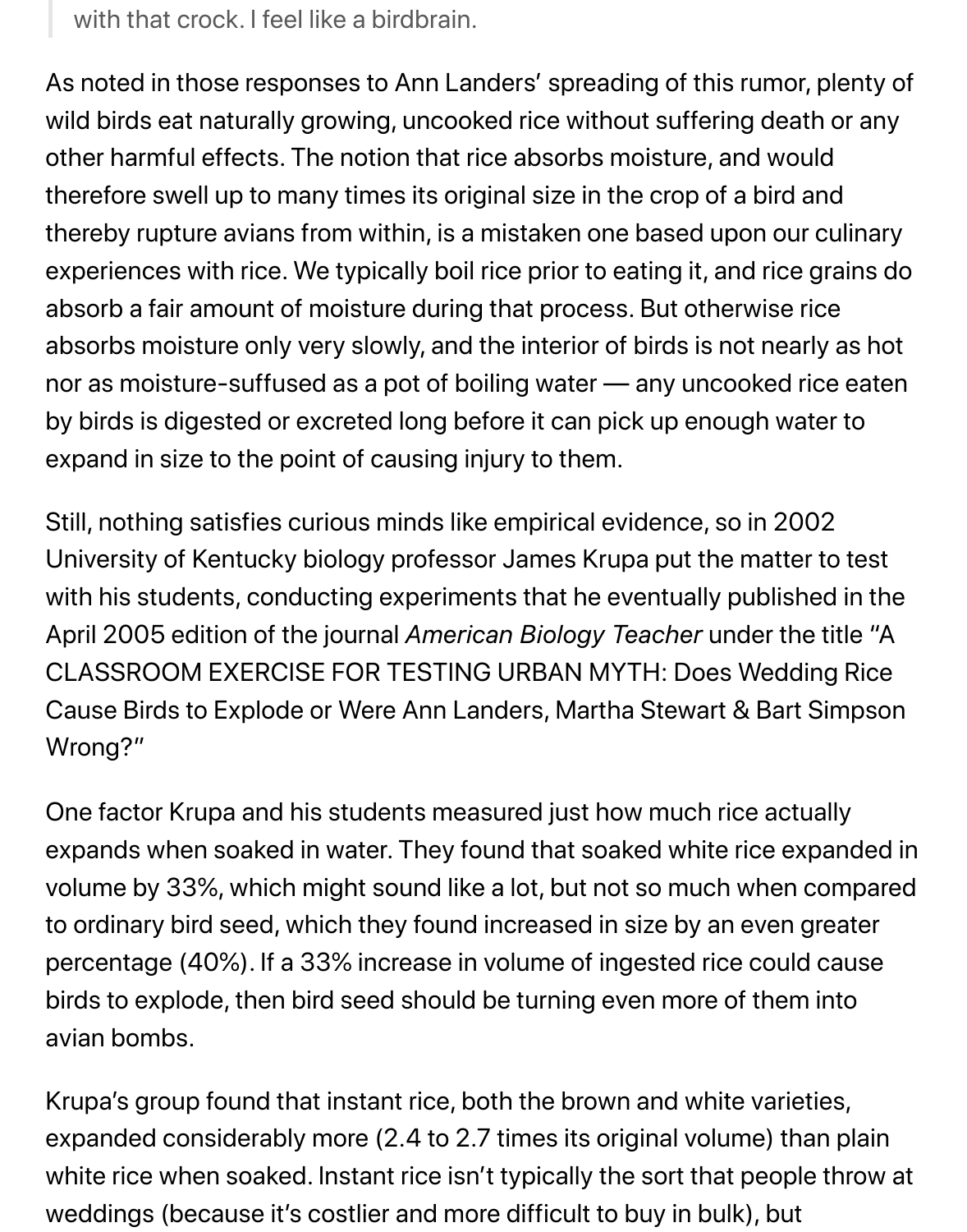> with that crock. I feel like a birdbrain.

As noted in those responses to Ann Landers' spreading of this rumor, plenty of wild birds eat naturally growing, uncooked rice without suffering death or any other harmful effects. The notion that rice absorbs moisture, and would therefore swell up to many times its original size in the crop of a bird and thereby rupture avians from within, is a mistaken one based upon our culinary experiences with rice. We typically boil rice prior to eating it, and rice grains do absorb a fair amount of moisture during that process. But otherwise rice absorbs moisture only very slowly, and the interior of birds is not nearly as hot nor as moisture-suffused as a pot of boiling water — any uncooked rice eaten by birds is digested or excreted long before it can pick up enough water to expand in size to the point of causing injury to them.

Still, nothing satisfies curious minds like empirical evidence, so in 2002 University of Kentucky biology professor James Krupa put the matter to test with his students, conducting experiments that he eventually published in the April 2005 edition of the journal *American Biology Teacher* under the title "A CLASSROOM EXERCISE FOR TESTING URBAN MYTH: Does Wedding Rice Cause Birds to Explode or Were Ann Landers, Martha Stewart & Bart Simpson Wrong?"

One factor Krupa and his students measured just how much rice actually expands when soaked in water. They found that soaked white rice expanded in volume by 33%, which might sound like a lot, but not so much when compared to ordinary bird seed, which they found increased in size by an even greater percentage (40%). If a 33% increase in volume of ingested rice could cause birds to explode, then bird seed should be turning even more of them into avian bombs.

Krupa's group found that instant rice, both the brown and white varieties, expanded considerably more (2.4 to 2.7 times its original volume) than plain white rice when soaked. Instant rice isn't typically the sort that people throw at weddings (because it's costlier and more difficult to buy in bulk), but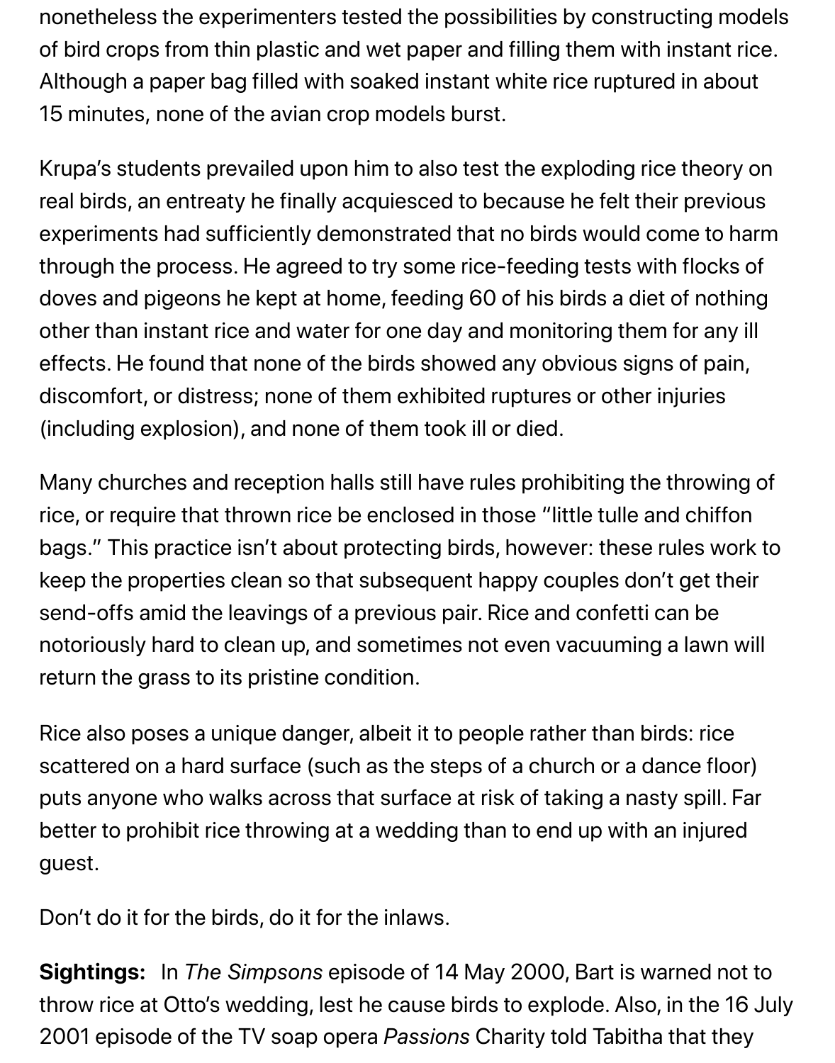nonetheless the experimenters tested the possibilities by constructing models of bird crops from thin plastic and wet paper and filling them with instant rice. Although a paper bag filled with soaked instant white rice ruptured in about 15 minutes, none of the avian crop models burst.

Krupa's students prevailed upon him to also test the exploding rice theory on real birds, an entreaty he finally acquiesced to because he felt their previous experiments had sufficiently demonstrated that no birds would come to harm through the process. He agreed to try some rice-feeding tests with flocks of doves and pigeons he kept at home, feeding 60 of his birds a diet of nothing other than instant rice and water for one day and monitoring them for any ill effects. He found that none of the birds showed any obvious signs of pain, discomfort, or distress; none of them exhibited ruptures or other injuries (including explosion), and none of them took ill or died.

Many churches and reception halls still have rules prohibiting the throwing of rice, or require that thrown rice be enclosed in those "little tulle and chiffon bags." This practice isn't about protecting birds, however: these rules work to keep the properties clean so that subsequent happy couples don't get their send-offs amid the leavings of a previous pair. Rice and confetti can be notoriously hard to clean up, and sometimes not even vacuuming a lawn will return the grass to its pristine condition.

Rice also poses a unique danger, albeit it to people rather than birds: rice scattered on a hard surface (such as the steps of a church or a dance floor) puts anyone who walks across that surface at risk of taking a nasty spill. Far better to prohibit rice throwing at a wedding than to end up with an injured guest.

Don't do it for the birds, do it for the inlaws.

**Sightings:** In *The Simpsons* episode of 14 May 2000, Bart is warned not to throw rice at Otto's wedding, lest he cause birds to explode. Also, in the 16 July 2001 episode of the TV soap opera *Passions* Charity told Tabitha that they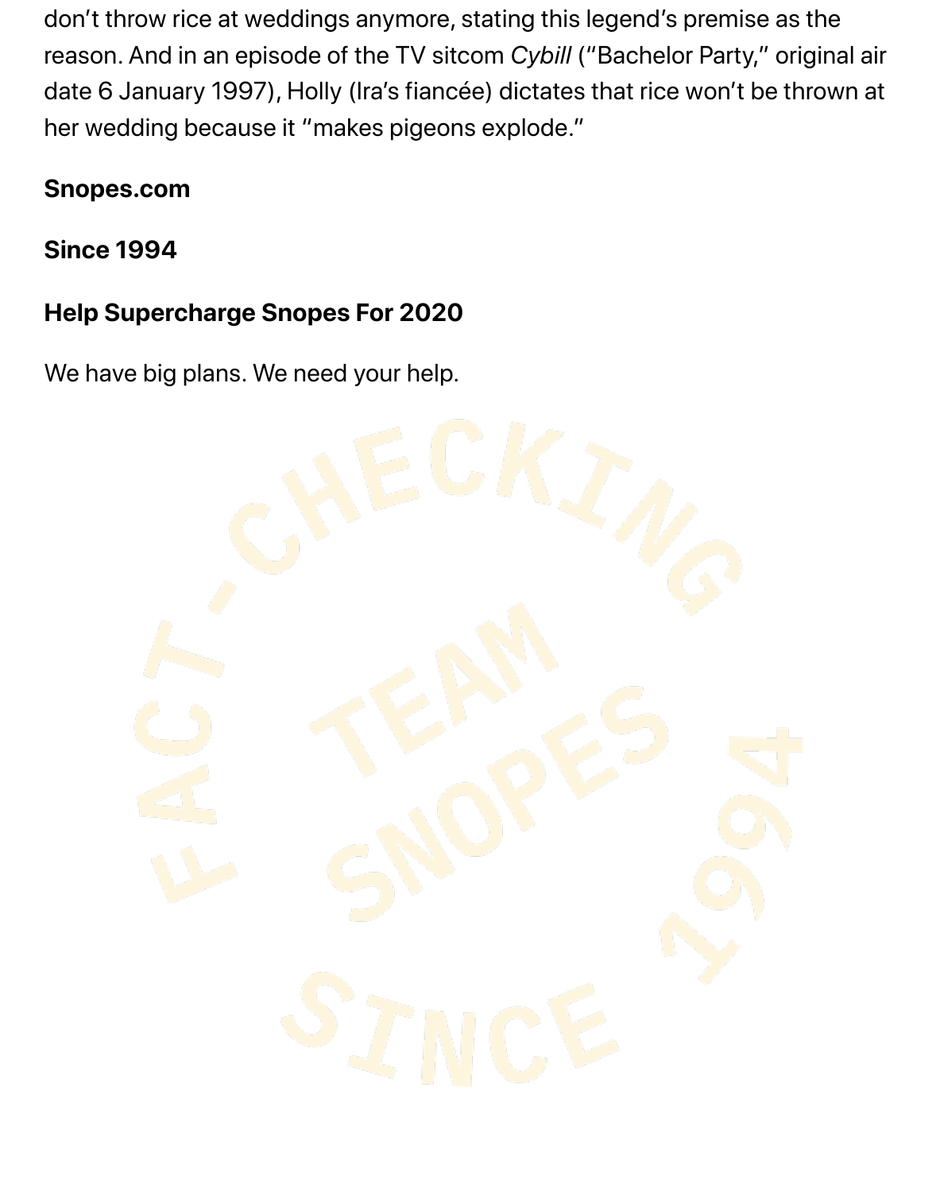don't throw rice at weddings anymore, stating this legend's premise as the reason. And in an episode of the TV sitcom *Cybill* ("Bachelor Party," original air date 6 January 1997), Holly (Ira's fiancée) dictates that rice won't be thrown at her wedding because it "makes pigeons explode."

**Snopes.com**

**Since 1994**

**Help Supercharge Snopes For 2020**

We have big plans. We need your help.